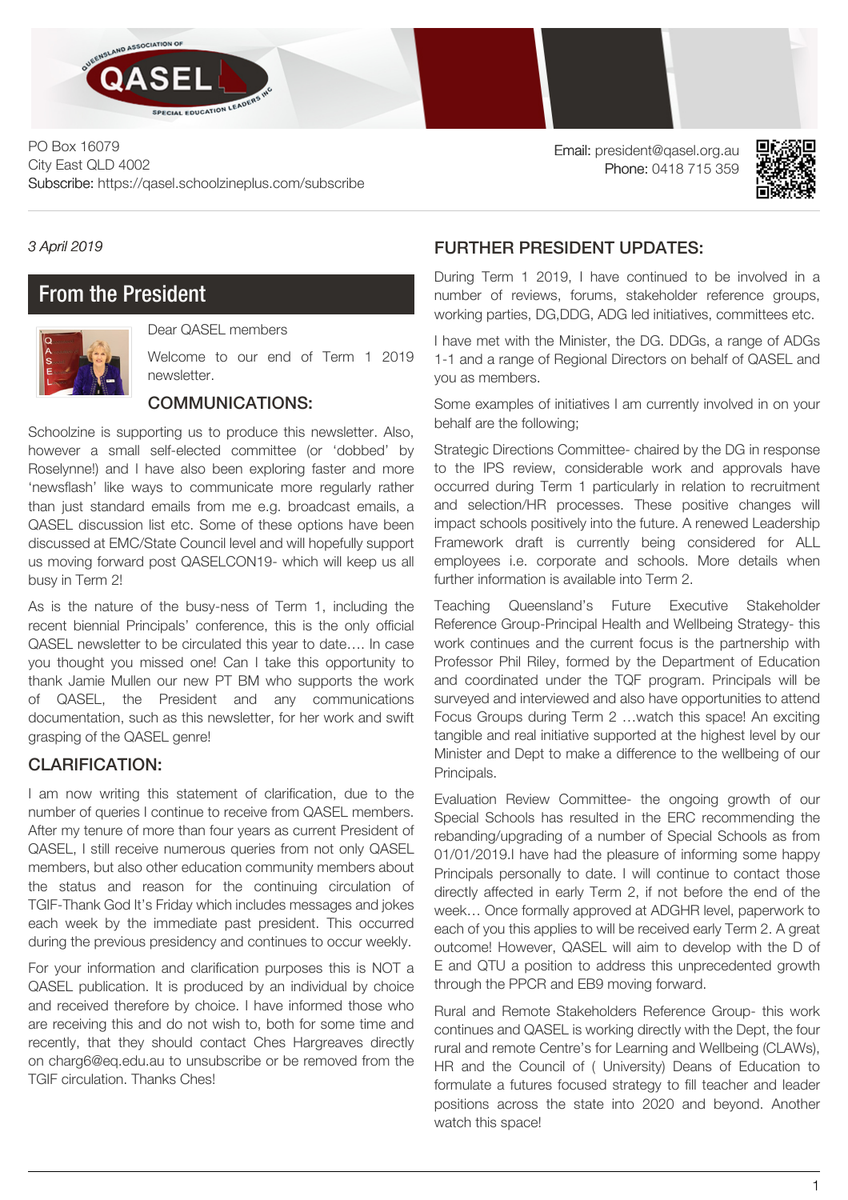PO Box 16079
City East QLD 4002
Subscribe: https://qasel.schoolzineplus.com/subscribe

Email: president@qasel.org.au
Phone: 0418 715 359

*3 April 2019*

## From the President

Dear QASEL members

Welcome to our end of Term 1 2019 newsletter.

### COMMUNICATIONS:

Schoolzine is supporting us to produce this newsletter. Also, however a small self-elected committee (or 'dobbed' by Roselynne!) and I have also been exploring faster and more 'newsflash' like ways to communicate more regularly rather than just standard emails from me e.g. broadcast emails, a QASEL discussion list etc. Some of these options have been discussed at EMC/State Council level and will hopefully support us moving forward post QASELCON19- which will keep us all busy in Term 2!

As is the nature of the busy-ness of Term 1, including the recent biennial Principals' conference, this is the only official QASEL newsletter to be circulated this year to date…. In case you thought you missed one! Can I take this opportunity to thank Jamie Mullen our new PT BM who supports the work of QASEL, the President and any communications documentation, such as this newsletter, for her work and swift grasping of the QASEL genre!

### CLARIFICATION:

I am now writing this statement of clarification, due to the number of queries I continue to receive from QASEL members. After my tenure of more than four years as current President of QASEL, I still receive numerous queries from not only QASEL members, but also other education community members about the status and reason for the continuing circulation of TGIF-Thank God It's Friday which includes messages and jokes each week by the immediate past president. This occurred during the previous presidency and continues to occur weekly.

For your information and clarification purposes this is NOT a QASEL publication. It is produced by an individual by choice and received therefore by choice. I have informed those who are receiving this and do not wish to, both for some time and recently, that they should contact Ches Hargreaves directly on charg6@eq.edu.au to unsubscribe or be removed from the TGIF circulation. Thanks Ches!

### FURTHER PRESIDENT UPDATES:

During Term 1 2019, I have continued to be involved in a number of reviews, forums, stakeholder reference groups, working parties, DG,DDG, ADG led initiatives, committees etc.

I have met with the Minister, the DG. DDGs, a range of ADGs 1-1 and a range of Regional Directors on behalf of QASEL and you as members.

Some examples of initiatives I am currently involved in on your behalf are the following;

Strategic Directions Committee- chaired by the DG in response to the IPS review, considerable work and approvals have occurred during Term 1 particularly in relation to recruitment and selection/HR processes. These positive changes will impact schools positively into the future. A renewed Leadership Framework draft is currently being considered for ALL employees i.e. corporate and schools. More details when further information is available into Term 2.

Teaching Queensland's Future Executive Stakeholder Reference Group-Principal Health and Wellbeing Strategy- this work continues and the current focus is the partnership with Professor Phil Riley, formed by the Department of Education and coordinated under the TQF program. Principals will be surveyed and interviewed and also have opportunities to attend Focus Groups during Term 2 …watch this space! An exciting tangible and real initiative supported at the highest level by our Minister and Dept to make a difference to the wellbeing of our Principals.

Evaluation Review Committee- the ongoing growth of our Special Schools has resulted in the ERC recommending the rebanding/upgrading of a number of Special Schools as from 01/01/2019.I have had the pleasure of informing some happy Principals personally to date. I will continue to contact those directly affected in early Term 2, if not before the end of the week… Once formally approved at ADGHR level, paperwork to each of you this applies to will be received early Term 2. A great outcome! However, QASEL will aim to develop with the D of E and QTU a position to address this unprecedented growth through the PPCR and EB9 moving forward.

Rural and Remote Stakeholders Reference Group- this work continues and QASEL is working directly with the Dept, the four rural and remote Centre's for Learning and Wellbeing (CLAWs), HR and the Council of ( University) Deans of Education to formulate a futures focused strategy to fill teacher and leader positions across the state into 2020 and beyond. Another watch this space!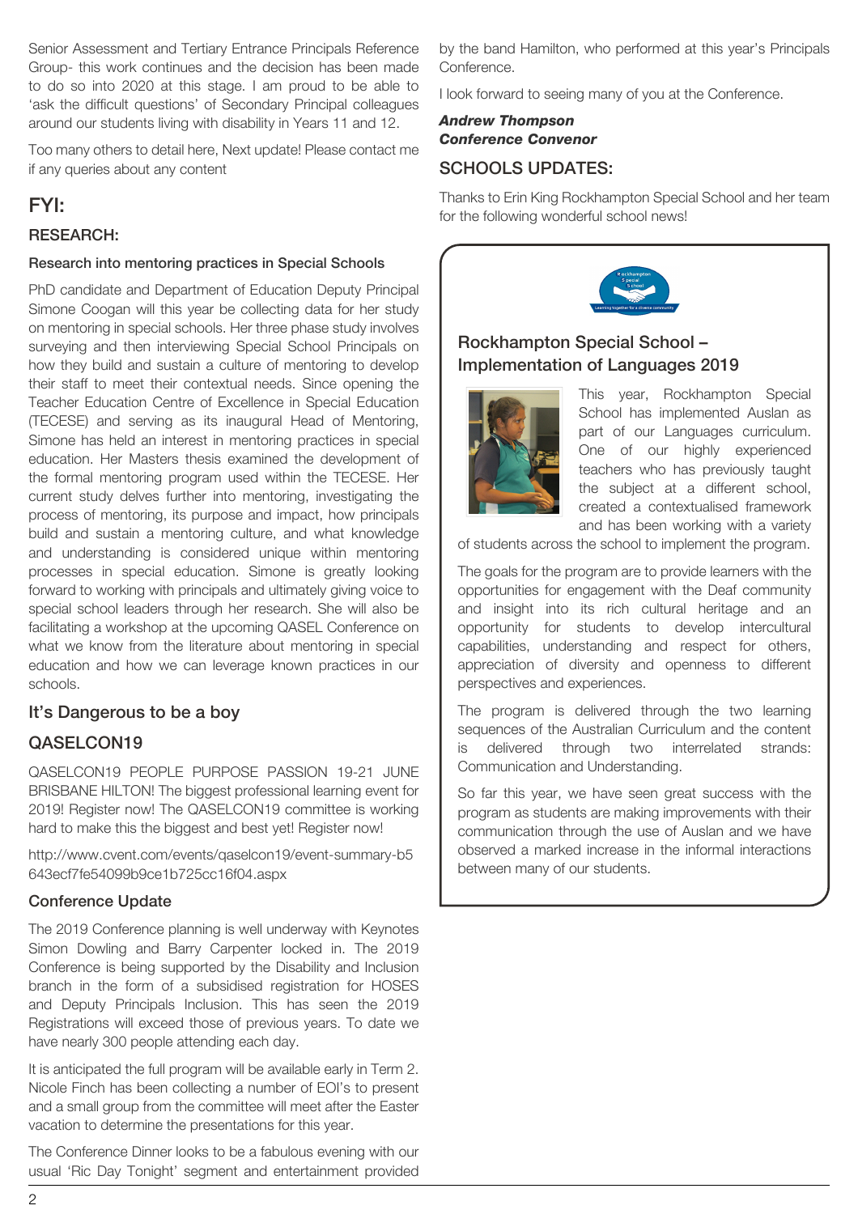Senior Assessment and Tertiary Entrance Principals Reference Group- this work continues and the decision has been made to do so into 2020 at this stage. I am proud to be able to 'ask the difficult questions' of Secondary Principal colleagues around our students living with disability in Years 11 and 12.

Too many others to detail here, Next update! Please contact me if any queries about any content

## FYI:

### RESEARCH:

#### Research into mentoring practices in Special Schools

PhD candidate and Department of Education Deputy Principal Simone Coogan will this year be collecting data for her study on mentoring in special schools. Her three phase study involves surveying and then interviewing Special School Principals on how they build and sustain a culture of mentoring to develop their staff to meet their contextual needs. Since opening the Teacher Education Centre of Excellence in Special Education (TECESE) and serving as its inaugural Head of Mentoring, Simone has held an interest in mentoring practices in special education. Her Masters thesis examined the development of the formal mentoring program used within the TECESE. Her current study delves further into mentoring, investigating the process of mentoring, its purpose and impact, how principals build and sustain a mentoring culture, and what knowledge and understanding is considered unique within mentoring processes in special education. Simone is greatly looking forward to working with principals and ultimately giving voice to special school leaders through her research. She will also be facilitating a workshop at the upcoming QASEL Conference on what we know from the literature about mentoring in special education and how we can leverage known practices in our schools.

### It's Dangerous to be a boy

### QASELCON19

QASELCON19 PEOPLE PURPOSE PASSION 19-21 JUNE BRISBANE HILTON! The biggest professional learning event for 2019! Register now! The QASELCON19 committee is working hard to make this the biggest and best yet! Register now!

http://www.cvent.com/events/qaselcon19/event-summary-b5643ecf7fe54099b9ce1b725cc16f04.aspx

#### Conference Update

The 2019 Conference planning is well underway with Keynotes Simon Dowling and Barry Carpenter locked in. The 2019 Conference is being supported by the Disability and Inclusion branch in the form of a subsidised registration for HOSES and Deputy Principals Inclusion. This has seen the 2019 Registrations will exceed those of previous years. To date we have nearly 300 people attending each day.

It is anticipated the full program will be available early in Term 2. Nicole Finch has been collecting a number of EOI's to present and a small group from the committee will meet after the Easter vacation to determine the presentations for this year.

The Conference Dinner looks to be a fabulous evening with our usual 'Ric Day Tonight' segment and entertainment provided by the band Hamilton, who performed at this year's Principals Conference.

I look forward to seeing many of you at the Conference.

***Andrew Thompson***
***Conference Convenor***

### SCHOOLS UPDATES:

Thanks to Erin King Rockhampton Special School and her team for the following wonderful school news!

#### Rockhampton Special School – Implementation of Languages 2019

This year, Rockhampton Special School has implemented Auslan as part of our Languages curriculum. One of our highly experienced teachers who has previously taught the subject at a different school, created a contextualised framework and has been working with a variety of students across the school to implement the program.

The goals for the program are to provide learners with the opportunities for engagement with the Deaf community and insight into its rich cultural heritage and an opportunity for students to develop intercultural capabilities, understanding and respect for others, appreciation of diversity and openness to different perspectives and experiences.

The program is delivered through the two learning sequences of the Australian Curriculum and the content is delivered through two interrelated strands: Communication and Understanding.

So far this year, we have seen great success with the program as students are making improvements with their communication through the use of Auslan and we have observed a marked increase in the informal interactions between many of our students.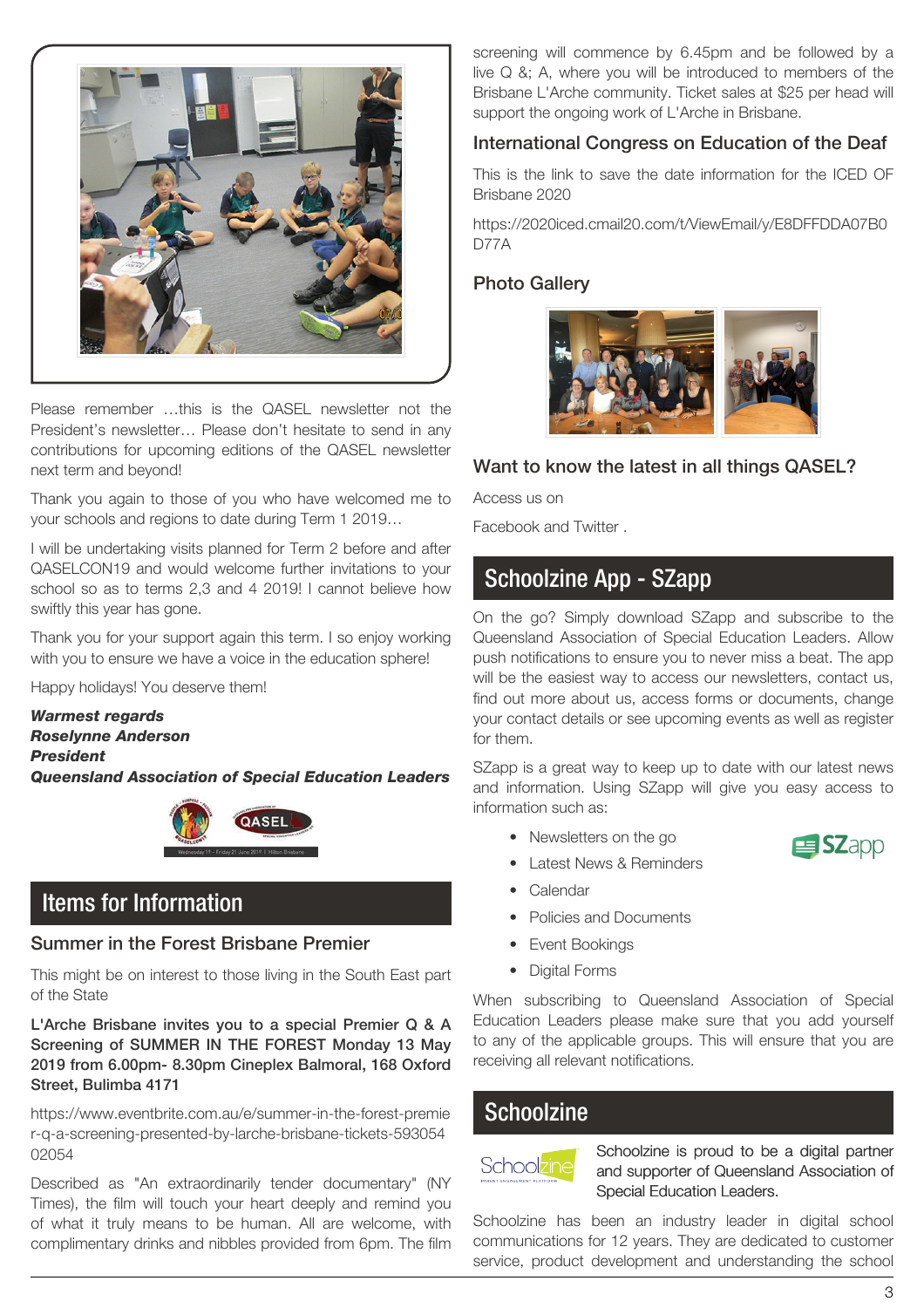Please remember …this is the QASEL newsletter not the President's newsletter… Please don't hesitate to send in any contributions for upcoming editions of the QASEL newsletter next term and beyond!

Thank you again to those of you who have welcomed me to your schools and regions to date during Term 1 2019…

I will be undertaking visits planned for Term 2 before and after QASELCON19 and would welcome further invitations to your school so as to terms 2,3 and 4 2019! I cannot believe how swiftly this year has gone.

Thank you for your support again this term. I so enjoy working with you to ensure we have a voice in the education sphere!

Happy holidays! You deserve them!

***Warmest regards***
***Roselynne Anderson***
***President***
***Queensland Association of Special Education Leaders***

## Items for Information

### Summer in the Forest Brisbane Premier

This might be on interest to those living in the South East part of the State

**L'Arche Brisbane invites you to a special Premier Q & A Screening of SUMMER IN THE FOREST Monday 13 May 2019 from 6.00pm- 8.30pm Cineplex Balmoral, 168 Oxford Street, Bulimba 4171**

https://www.eventbrite.com.au/e/summer-in-the-forest-premier-q-a-screening-presented-by-larche-brisbane-tickets-59305402054

Described as "An extraordinarily tender documentary" (NY Times), the film will touch your heart deeply and remind you of what it truly means to be human. All are welcome, with complimentary drinks and nibbles provided from 6pm. The film screening will commence by 6.45pm and be followed by a live Q &; A, where you will be introduced to members of the Brisbane L'Arche community. Ticket sales at $25 per head will support the ongoing work of L'Arche in Brisbane.

### International Congress on Education of the Deaf

This is the link to save the date information for the ICED OF Brisbane 2020

https://2020iced.cmail20.com/t/ViewEmail/y/E8DFFDDA07B0D77A

### Photo Gallery

### Want to know the latest in all things QASEL?

Access us on

Facebook and Twitter .

## Schoolzine App - SZapp

On the go? Simply download SZapp and subscribe to the Queensland Association of Special Education Leaders. Allow push notifications to ensure you to never miss a beat. The app will be the easiest way to access our newsletters, contact us, find out more about us, access forms or documents, change your contact details or see upcoming events as well as register for them.

SZapp is a great way to keep up to date with our latest news and information. Using SZapp will give you easy access to information such as:

- Newsletters on the go
- Latest News & Reminders
- Calendar
- Policies and Documents
- Event Bookings
- Digital Forms

When subscribing to Queensland Association of Special Education Leaders please make sure that you add yourself to any of the applicable groups. This will ensure that you are receiving all relevant notifications.

## Schoolzine

Schoolzine is proud to be a digital partner and supporter of Queensland Association of Special Education Leaders.

Schoolzine has been an industry leader in digital school communications for 12 years. They are dedicated to customer service, product development and understanding the school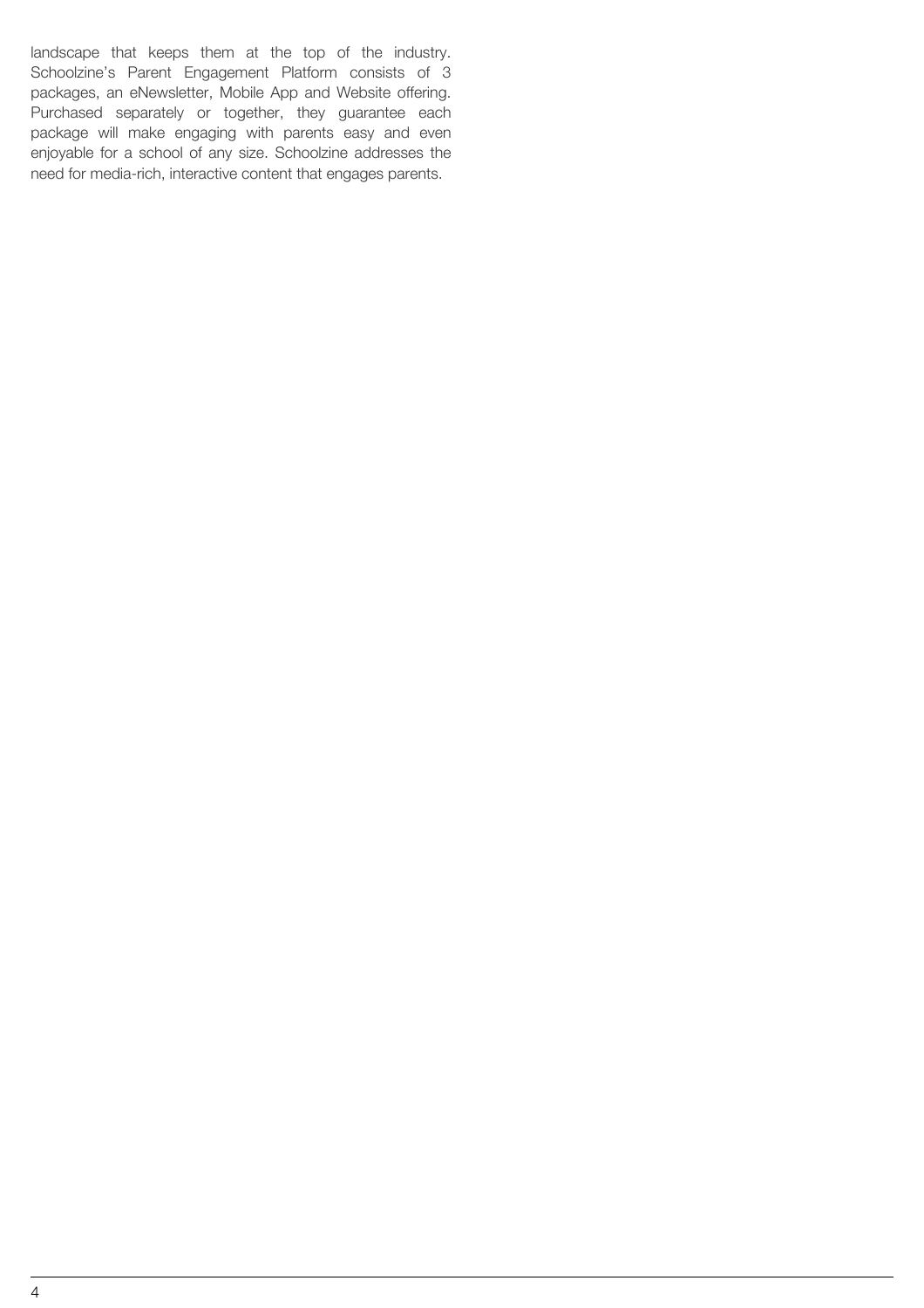landscape that keeps them at the top of the industry. Schoolzine's Parent Engagement Platform consists of 3 packages, an eNewsletter, Mobile App and Website offering. Purchased separately or together, they guarantee each package will make engaging with parents easy and even enjoyable for a school of any size. Schoolzine addresses the need for media-rich, interactive content that engages parents.